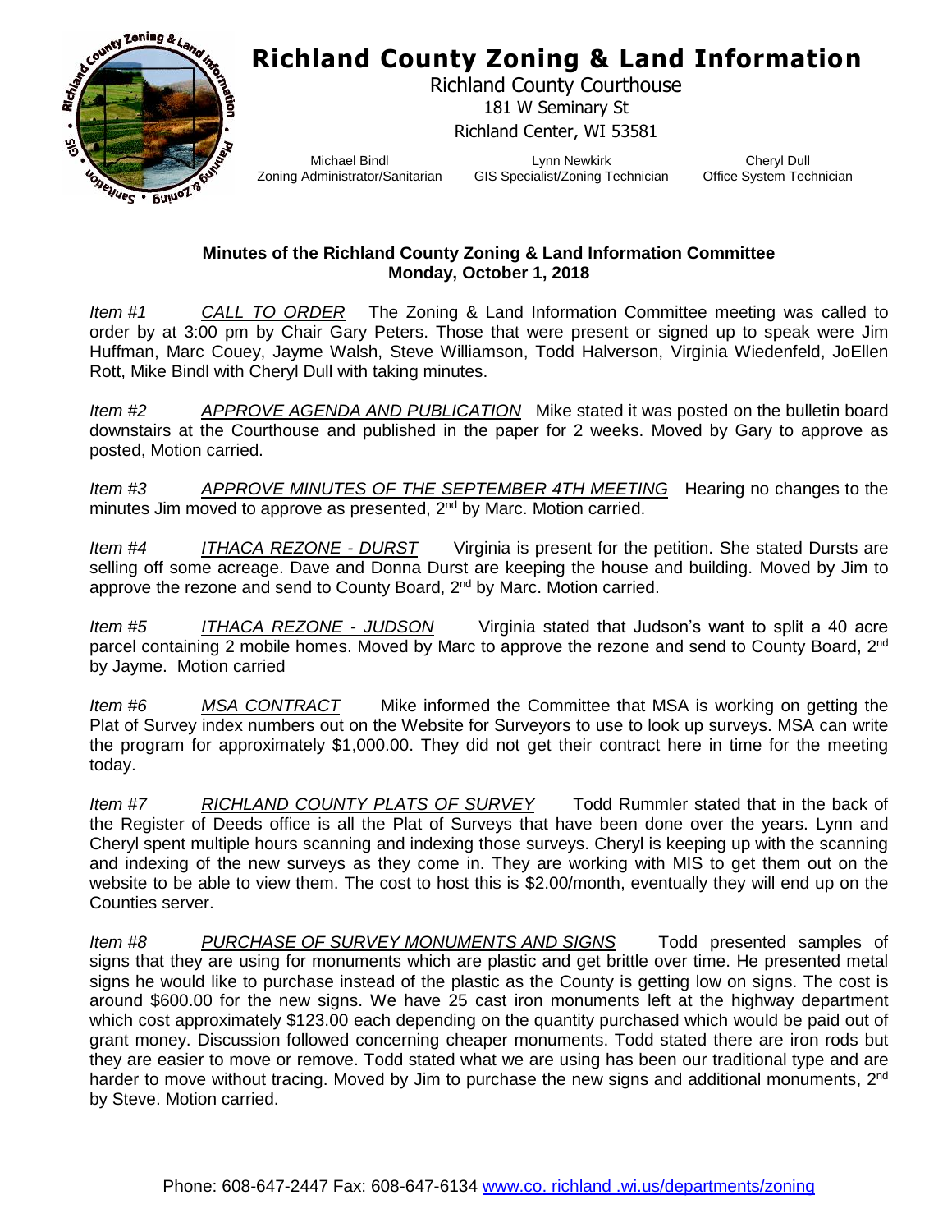# Richland County Zoning & Land Information

Richland County Courthouse
181 W Seminary St
Richland Center, WI 53581

| Michael Bindl | Lynn Newkirk | Cheryl Dull |
|---|---|---|
| Zoning Administrator/Sanitarian | GIS Specialist/Zoning Technician | Office System Technician |

**Minutes of the Richland County Zoning & Land Information Committee**
**Monday, October 1, 2018**

*Item #1* *CALL TO ORDER* The Zoning & Land Information Committee meeting was called to order by at 3:00 pm by Chair Gary Peters. Those that were present or signed up to speak were Jim Huffman, Marc Couey, Jayme Walsh, Steve Williamson, Todd Halverson, Virginia Wiedenfeld, JoEllen Rott, Mike Bindl with Cheryl Dull with taking minutes.

*Item #2* *APPROVE AGENDA AND PUBLICATION* Mike stated it was posted on the bulletin board downstairs at the Courthouse and published in the paper for 2 weeks. Moved by Gary to approve as posted, Motion carried.

*Item #3* *APPROVE MINUTES OF THE SEPTEMBER 4TH MEETING* Hearing no changes to the minutes Jim moved to approve as presented, 2nd by Marc. Motion carried.

*Item #4* *ITHACA REZONE - DURST* Virginia is present for the petition. She stated Dursts are selling off some acreage. Dave and Donna Durst are keeping the house and building. Moved by Jim to approve the rezone and send to County Board, 2nd by Marc. Motion carried.

*Item #5* *ITHACA REZONE - JUDSON* Virginia stated that Judson's want to split a 40 acre parcel containing 2 mobile homes. Moved by Marc to approve the rezone and send to County Board, 2nd by Jayme. Motion carried

*Item #6* *MSA CONTRACT* Mike informed the Committee that MSA is working on getting the Plat of Survey index numbers out on the Website for Surveyors to use to look up surveys. MSA can write the program for approximately $1,000.00. They did not get their contract here in time for the meeting today.

*Item #7* *RICHLAND COUNTY PLATS OF SURVEY* Todd Rummler stated that in the back of the Register of Deeds office is all the Plat of Surveys that have been done over the years. Lynn and Cheryl spent multiple hours scanning and indexing those surveys. Cheryl is keeping up with the scanning and indexing of the new surveys as they come in. They are working with MIS to get them out on the website to be able to view them. The cost to host this is $2.00/month, eventually they will end up on the Counties server.

*Item #8* *PURCHASE OF SURVEY MONUMENTS AND SIGNS* Todd presented samples of signs that they are using for monuments which are plastic and get brittle over time. He presented metal signs he would like to purchase instead of the plastic as the County is getting low on signs. The cost is around $600.00 for the new signs. We have 25 cast iron monuments left at the highway department which cost approximately $123.00 each depending on the quantity purchased which would be paid out of grant money. Discussion followed concerning cheaper monuments. Todd stated there are iron rods but they are easier to move or remove. Todd stated what we are using has been our traditional type and are harder to move without tracing. Moved by Jim to purchase the new signs and additional monuments, 2nd by Steve. Motion carried.

Phone: 608-647-2447 Fax: 608-647-6134 www.co. richland .wi.us/departments/zoning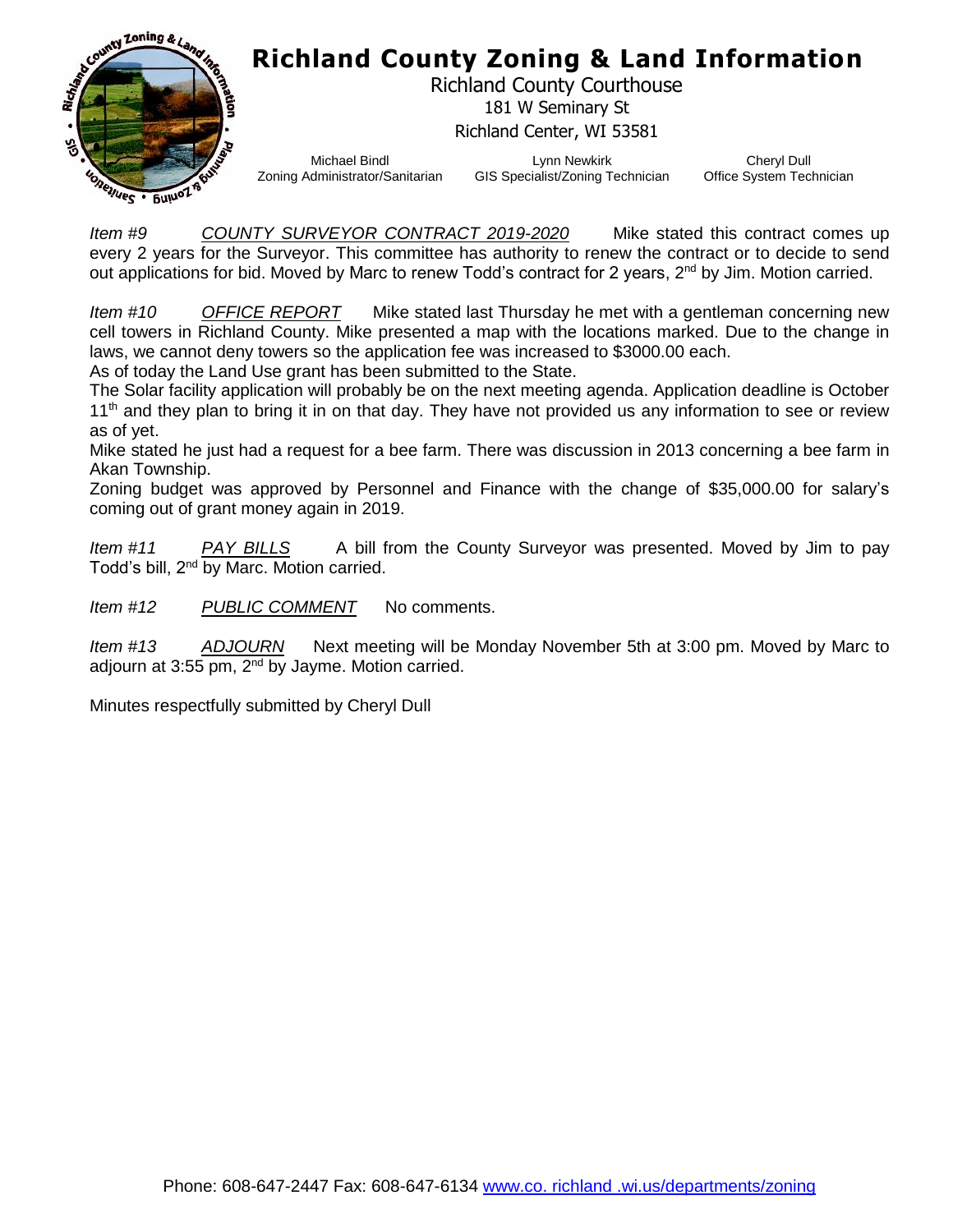# Richland County Zoning & Land Information

Richland County Courthouse
181 W Seminary St
Richland Center, WI 53581

| | | |
|---|---|---|
| Michael Bindl<br>Zoning Administrator/Sanitarian | Lynn Newkirk<br>GIS Specialist/Zoning Technician | Cheryl Dull<br>Office System Technician |

*Item #9* <u>*COUNTY SURVEYOR CONTRACT 2019-2020*</u> Mike stated this contract comes up every 2 years for the Surveyor. This committee has authority to renew the contract or to decide to send out applications for bid. Moved by Marc to renew Todd's contract for 2 years, 2nd by Jim. Motion carried.

*Item #10* <u>*OFFICE REPORT*</u> Mike stated last Thursday he met with a gentleman concerning new cell towers in Richland County. Mike presented a map with the locations marked. Due to the change in laws, we cannot deny towers so the application fee was increased to $3000.00 each.
As of today the Land Use grant has been submitted to the State.
The Solar facility application will probably be on the next meeting agenda. Application deadline is October 11th and they plan to bring it in on that day. They have not provided us any information to see or review as of yet.
Mike stated he just had a request for a bee farm. There was discussion in 2013 concerning a bee farm in Akan Township.
Zoning budget was approved by Personnel and Finance with the change of $35,000.00 for salary's coming out of grant money again in 2019.

*Item #11* <u>*PAY BILLS*</u> A bill from the County Surveyor was presented. Moved by Jim to pay Todd's bill, 2nd by Marc. Motion carried.

*Item #12* <u>*PUBLIC COMMENT*</u> No comments.

*Item #13* <u>*ADJOURN*</u> Next meeting will be Monday November 5th at 3:00 pm. Moved by Marc to adjourn at 3:55 pm, 2nd by Jayme. Motion carried.

Minutes respectfully submitted by Cheryl Dull

Phone: 608-647-2447 Fax: 608-647-6134 [www.co. richland .wi.us/departments/zoning](www.co.richland.wi.us/departments/zoning)